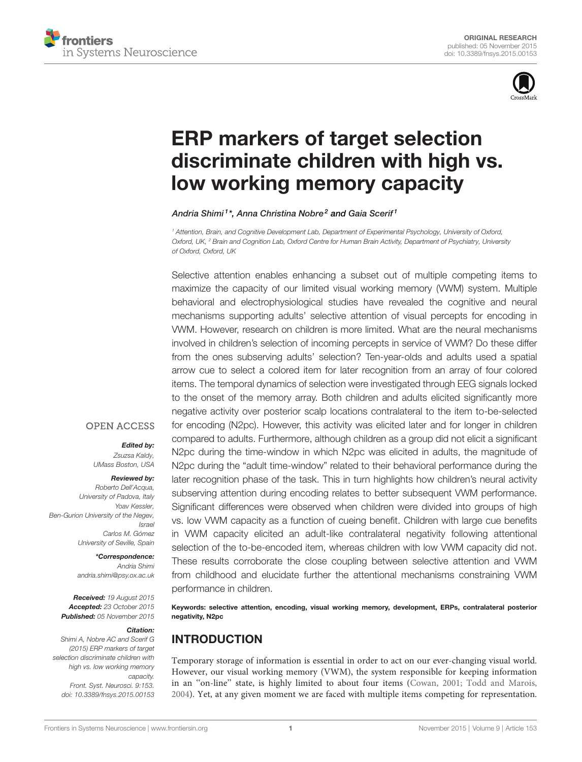ORIGINAL RESEARCH
published: 05 November 2015
doi: 10.3389/fnsys.2015.00153

# ERP markers of target selection discriminate children with high vs. low working memory capacity

*Andria Shimi[1]\*, Anna Christina Nobre[2] and Gaia Scerif[1]*

[1] Attention, Brain, and Cognitive Development Lab, Department of Experimental Psychology, University of Oxford, Oxford, UK, [2] Brain and Cognition Lab, Oxford Centre for Human Brain Activity, Department of Psychiatry, University of Oxford, Oxford, UK

Selective attention enables enhancing a subset out of multiple competing items to maximize the capacity of our limited visual working memory (VWM) system. Multiple behavioral and electrophysiological studies have revealed the cognitive and neural mechanisms supporting adults' selective attention of visual percepts for encoding in VWM. However, research on children is more limited. What are the neural mechanisms involved in children's selection of incoming percepts in service of VWM? Do these differ from the ones subserving adults' selection? Ten-year-olds and adults used a spatial arrow cue to select a colored item for later recognition from an array of four colored items. The temporal dynamics of selection were investigated through EEG signals locked to the onset of the memory array. Both children and adults elicited significantly more negative activity over posterior scalp locations contralateral to the item to-be-selected for encoding (N2pc). However, this activity was elicited later and for longer in children compared to adults. Furthermore, although children as a group did not elicit a significant N2pc during the time-window in which N2pc was elicited in adults, the magnitude of N2pc during the "adult time-window" related to their behavioral performance during the later recognition phase of the task. This in turn highlights how children's neural activity subserving attention during encoding relates to better subsequent VWM performance. Significant differences were observed when children were divided into groups of high vs. low VWM capacity as a function of cueing benefit. Children with large cue benefits in VWM capacity elicited an adult-like contralateral negativity following attentional selection of the to-be-encoded item, whereas children with low VWM capacity did not. These results corroborate the close coupling between selective attention and VWM from childhood and elucidate further the attentional mechanisms constraining VWM performance in children.

**Keywords: selective attention, encoding, visual working memory, development, ERPs, contralateral posterior negativity, N2pc**

OPEN ACCESS

***Edited by:***
Zsuzsa Kaldy,
UMass Boston, USA

***Reviewed by:***
Roberto Dell'Acqua,
University of Padova, Italy
Yoav Kessler,
Ben-Gurion University of the Negev, Israel
Carlos M. Gómez
University of Seville, Spain

***\*Correspondence:***
Andria Shimi
andria.shimi@psy.ox.ac.uk

**Received:** 19 August 2015
**Accepted:** 23 October 2015
**Published:** 05 November 2015

***Citation:***
Shimi A, Nobre AC and Scerif G (2015) ERP markers of target selection discriminate children with high vs. low working memory capacity. Front. Syst. Neurosci. 9:153. doi: 10.3389/fnsys.2015.00153

## INTRODUCTION

Temporary storage of information is essential in order to act on our ever-changing visual world. However, our visual working memory (VWM), the system responsible for keeping information in an "on-line" state, is highly limited to about four items (Cowan, 2001; Todd and Marois, 2004). Yet, at any given moment we are faced with multiple items competing for representation.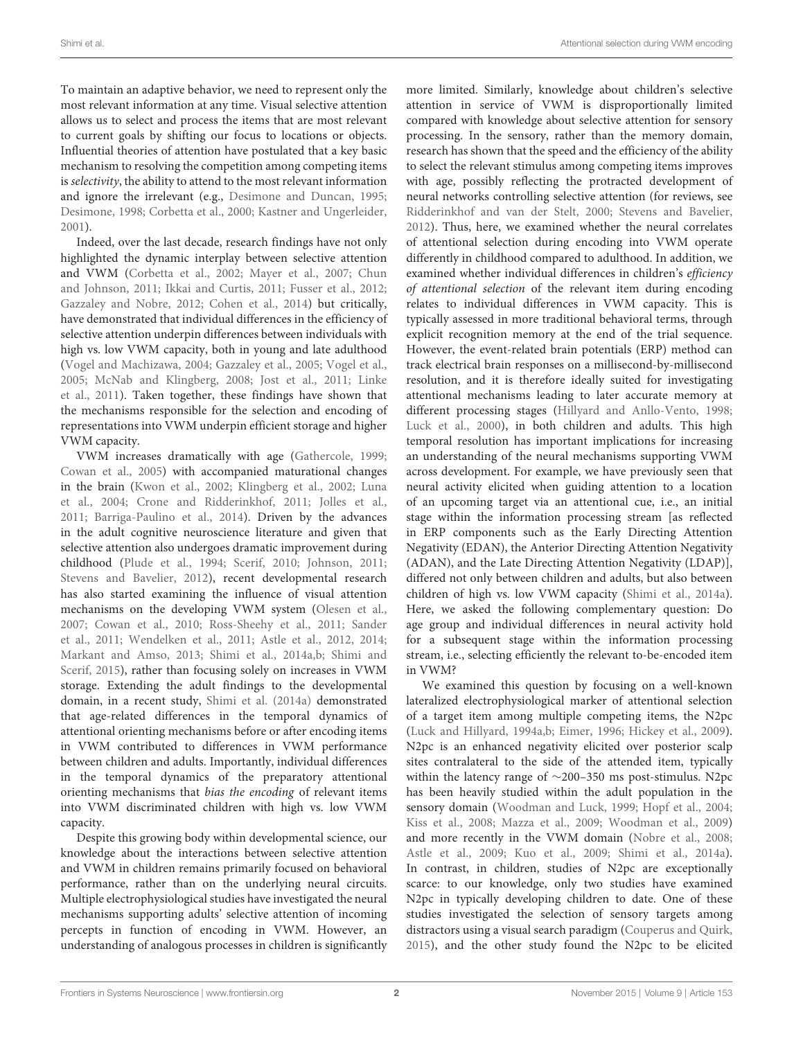To maintain an adaptive behavior, we need to represent only the most relevant information at any time. Visual selective attention allows us to select and process the items that are most relevant to current goals by shifting our focus to locations or objects. Influential theories of attention have postulated that a key basic mechanism to resolving the competition among competing items is *selectivity*, the ability to attend to the most relevant information and ignore the irrelevant (e.g., Desimone and Duncan, 1995; Desimone, 1998; Corbetta et al., 2000; Kastner and Ungerleider, 2001).

Indeed, over the last decade, research findings have not only highlighted the dynamic interplay between selective attention and VWM (Corbetta et al., 2002; Mayer et al., 2007; Chun and Johnson, 2011; Ikkai and Curtis, 2011; Fusser et al., 2012; Gazzaley and Nobre, 2012; Cohen et al., 2014) but critically, have demonstrated that individual differences in the efficiency of selective attention underpin differences between individuals with high vs. low VWM capacity, both in young and late adulthood (Vogel and Machizawa, 2004; Gazzaley et al., 2005; Vogel et al., 2005; McNab and Klingberg, 2008; Jost et al., 2011; Linke et al., 2011). Taken together, these findings have shown that the mechanisms responsible for the selection and encoding of representations into VWM underpin efficient storage and higher VWM capacity.

VWM increases dramatically with age (Gathercole, 1999; Cowan et al., 2005) with accompanied maturational changes in the brain (Kwon et al., 2002; Klingberg et al., 2002; Luna et al., 2004; Crone and Ridderinkhof, 2011; Jolles et al., 2011; Barriga-Paulino et al., 2014). Driven by the advances in the adult cognitive neuroscience literature and given that selective attention also undergoes dramatic improvement during childhood (Plude et al., 1994; Scerif, 2010; Johnson, 2011; Stevens and Bavelier, 2012), recent developmental research has also started examining the influence of visual attention mechanisms on the developing VWM system (Olesen et al., 2007; Cowan et al., 2010; Ross-Sheehy et al., 2011; Sander et al., 2011; Wendelken et al., 2011; Astle et al., 2012, 2014; Markant and Amso, 2013; Shimi et al., 2014a,b; Shimi and Scerif, 2015), rather than focusing solely on increases in VWM storage. Extending the adult findings to the developmental domain, in a recent study, Shimi et al. (2014a) demonstrated that age-related differences in the temporal dynamics of attentional orienting mechanisms before or after encoding items in VWM contributed to differences in VWM performance between children and adults. Importantly, individual differences in the temporal dynamics of the preparatory attentional orienting mechanisms that *bias the encoding* of relevant items into VWM discriminated children with high vs. low VWM capacity.

Despite this growing body within developmental science, our knowledge about the interactions between selective attention and VWM in children remains primarily focused on behavioral performance, rather than on the underlying neural circuits. Multiple electrophysiological studies have investigated the neural mechanisms supporting adults' selective attention of incoming percepts in function of encoding in VWM. However, an understanding of analogous processes in children is significantly more limited. Similarly, knowledge about children's selective attention in service of VWM is disproportionally limited compared with knowledge about selective attention for sensory processing. In the sensory, rather than the memory domain, research has shown that the speed and the efficiency of the ability to select the relevant stimulus among competing items improves with age, possibly reflecting the protracted development of neural networks controlling selective attention (for reviews, see Ridderinkhof and van der Stelt, 2000; Stevens and Bavelier, 2012). Thus, here, we examined whether the neural correlates of attentional selection during encoding into VWM operate differently in childhood compared to adulthood. In addition, we examined whether individual differences in children's *efficiency of attentional selection* of the relevant item during encoding relates to individual differences in VWM capacity. This is typically assessed in more traditional behavioral terms, through explicit recognition memory at the end of the trial sequence. However, the event-related brain potentials (ERP) method can track electrical brain responses on a millisecond-by-millisecond resolution, and it is therefore ideally suited for investigating attentional mechanisms leading to later accurate memory at different processing stages (Hillyard and Anllo-Vento, 1998; Luck et al., 2000), in both children and adults. This high temporal resolution has important implications for increasing an understanding of the neural mechanisms supporting VWM across development. For example, we have previously seen that neural activity elicited when guiding attention to a location of an upcoming target via an attentional cue, i.e., an initial stage within the information processing stream [as reflected in ERP components such as the Early Directing Attention Negativity (EDAN), the Anterior Directing Attention Negativity (ADAN), and the Late Directing Attention Negativity (LDAP)], differed not only between children and adults, but also between children of high vs. low VWM capacity (Shimi et al., 2014a). Here, we asked the following complementary question: Do age group and individual differences in neural activity hold for a subsequent stage within the information processing stream, i.e., selecting efficiently the relevant to-be-encoded item in VWM?

We examined this question by focusing on a well-known lateralized electrophysiological marker of attentional selection of a target item among multiple competing items, the N2pc (Luck and Hillyard, 1994a,b; Eimer, 1996; Hickey et al., 2009). N2pc is an enhanced negativity elicited over posterior scalp sites contralateral to the side of the attended item, typically within the latency range of ~200–350 ms post-stimulus. N2pc has been heavily studied within the adult population in the sensory domain (Woodman and Luck, 1999; Hopf et al., 2004; Kiss et al., 2008; Mazza et al., 2009; Woodman et al., 2009) and more recently in the VWM domain (Nobre et al., 2008; Astle et al., 2009; Kuo et al., 2009; Shimi et al., 2014a). In contrast, in children, studies of N2pc are exceptionally scarce: to our knowledge, only two studies have examined N2pc in typically developing children to date. One of these studies investigated the selection of sensory targets among distractors using a visual search paradigm (Couperus and Quirk, 2015), and the other study found the N2pc to be elicited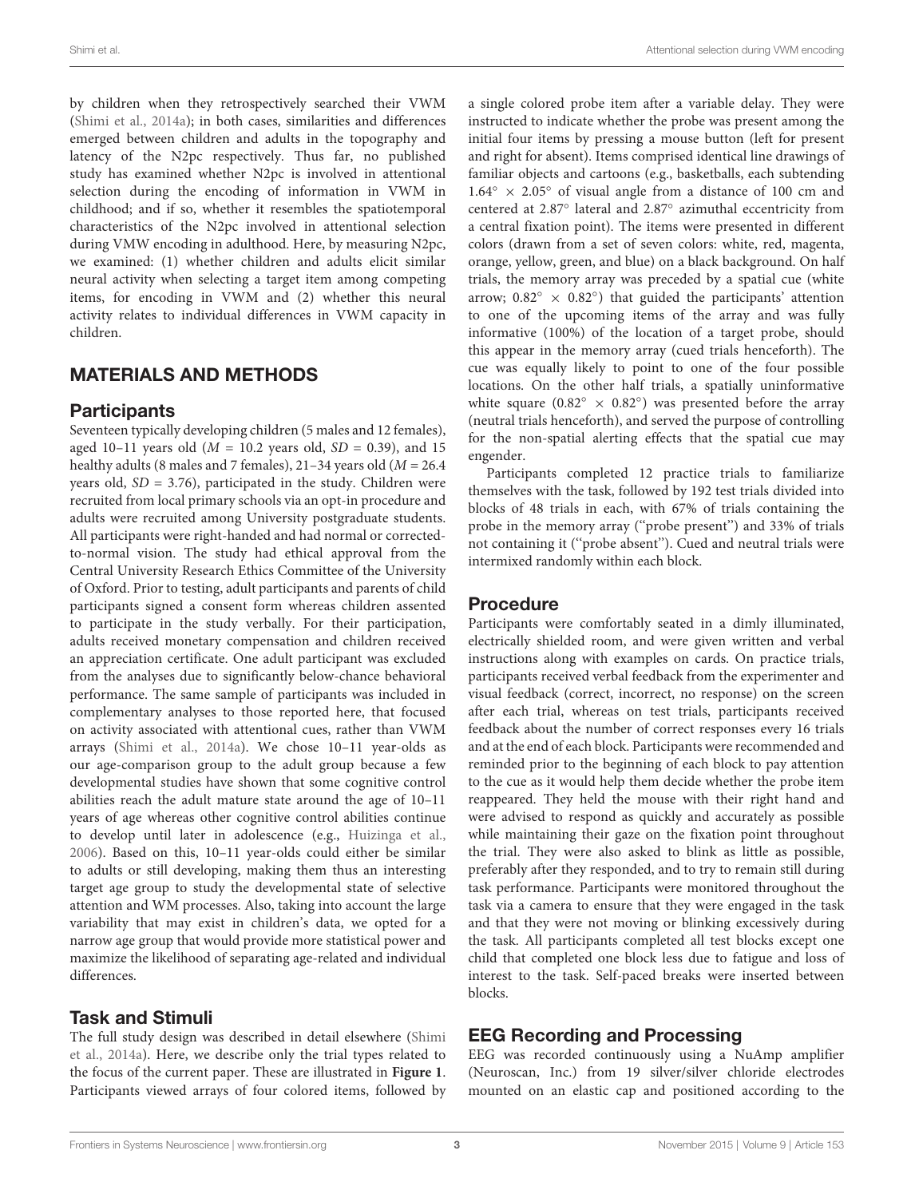by children when they retrospectively searched their VWM (Shimi et al., 2014a); in both cases, similarities and differences emerged between children and adults in the topography and latency of the N2pc respectively. Thus far, no published study has examined whether N2pc is involved in attentional selection during the encoding of information in VWM in childhood; and if so, whether it resembles the spatiotemporal characteristics of the N2pc involved in attentional selection during VMW encoding in adulthood. Here, by measuring N2pc, we examined: (1) whether children and adults elicit similar neural activity when selecting a target item among competing items, for encoding in VWM and (2) whether this neural activity relates to individual differences in VWM capacity in children.

## MATERIALS AND METHODS

### Participants

Seventeen typically developing children (5 males and 12 females), aged 10–11 years old (*M* = 10.2 years old, *SD* = 0.39), and 15 healthy adults (8 males and 7 females), 21–34 years old (*M* = 26.4 years old, *SD* = 3.76), participated in the study. Children were recruited from local primary schools via an opt-in procedure and adults were recruited among University postgraduate students. All participants were right-handed and had normal or corrected-to-normal vision. The study had ethical approval from the Central University Research Ethics Committee of the University of Oxford. Prior to testing, adult participants and parents of child participants signed a consent form whereas children assented to participate in the study verbally. For their participation, adults received monetary compensation and children received an appreciation certificate. One adult participant was excluded from the analyses due to significantly below-chance behavioral performance. The same sample of participants was included in complementary analyses to those reported here, that focused on activity associated with attentional cues, rather than VWM arrays (Shimi et al., 2014a). We chose 10–11 year-olds as our age-comparison group to the adult group because a few developmental studies have shown that some cognitive control abilities reach the adult mature state around the age of 10–11 years of age whereas other cognitive control abilities continue to develop until later in adolescence (e.g., Huizinga et al., 2006). Based on this, 10–11 year-olds could either be similar to adults or still developing, making them thus an interesting target age group to study the developmental state of selective attention and WM processes. Also, taking into account the large variability that may exist in children's data, we opted for a narrow age group that would provide more statistical power and maximize the likelihood of separating age-related and individual differences.

### Task and Stimuli

The full study design was described in detail elsewhere (Shimi et al., 2014a). Here, we describe only the trial types related to the focus of the current paper. These are illustrated in **Figure 1**. Participants viewed arrays of four colored items, followed by a single colored probe item after a variable delay. They were instructed to indicate whether the probe was present among the initial four items by pressing a mouse button (left for present and right for absent). Items comprised identical line drawings of familiar objects and cartoons (e.g., basketballs, each subtending $1.64° \times 2.05°$ of visual angle from a distance of 100 cm and centered at 2.87° lateral and 2.87° azimuthal eccentricity from a central fixation point). The items were presented in different colors (drawn from a set of seven colors: white, red, magenta, orange, yellow, green, and blue) on a black background. On half trials, the memory array was preceded by a spatial cue (white arrow; $0.82° \times 0.82°$) that guided the participants' attention to one of the upcoming items of the array and was fully informative (100%) of the location of a target probe, should this appear in the memory array (cued trials henceforth). The cue was equally likely to point to one of the four possible locations. On the other half trials, a spatially uninformative white square ($0.82° \times 0.82°$) was presented before the array (neutral trials henceforth), and served the purpose of controlling for the non-spatial alerting effects that the spatial cue may engender.

Participants completed 12 practice trials to familiarize themselves with the task, followed by 192 test trials divided into blocks of 48 trials in each, with 67% of trials containing the probe in the memory array ("probe present") and 33% of trials not containing it ("probe absent"). Cued and neutral trials were intermixed randomly within each block.

### Procedure

Participants were comfortably seated in a dimly illuminated, electrically shielded room, and were given written and verbal instructions along with examples on cards. On practice trials, participants received verbal feedback from the experimenter and visual feedback (correct, incorrect, no response) on the screen after each trial, whereas on test trials, participants received feedback about the number of correct responses every 16 trials and at the end of each block. Participants were recommended and reminded prior to the beginning of each block to pay attention to the cue as it would help them decide whether the probe item reappeared. They held the mouse with their right hand and were advised to respond as quickly and accurately as possible while maintaining their gaze on the fixation point throughout the trial. They were also asked to blink as little as possible, preferably after they responded, and to try to remain still during task performance. Participants were monitored throughout the task via a camera to ensure that they were engaged in the task and that they were not moving or blinking excessively during the task. All participants completed all test blocks except one child that completed one block less due to fatigue and loss of interest to the task. Self-paced breaks were inserted between blocks.

### EEG Recording and Processing

EEG was recorded continuously using a NuAmp amplifier (Neuroscan, Inc.) from 19 silver/silver chloride electrodes mounted on an elastic cap and positioned according to the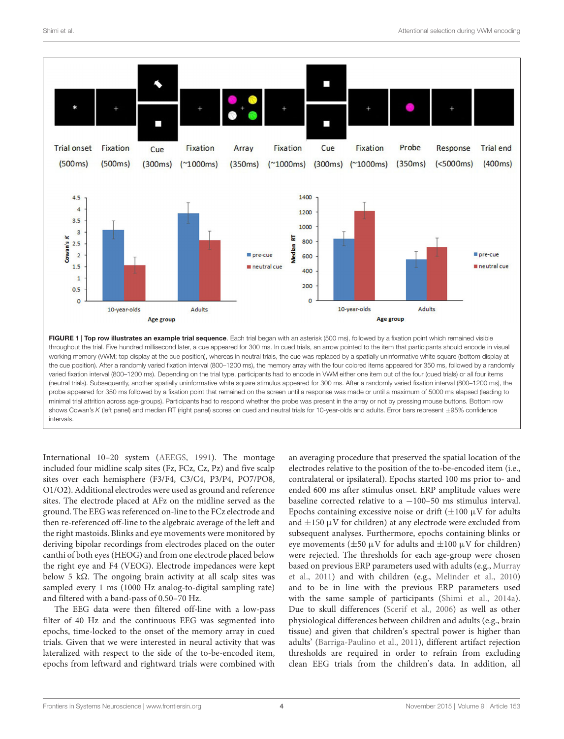**FIGURE 1 | Top row illustrates an example trial sequence.** Each trial began with an asterisk (500 ms), followed by a fixation point which remained visible throughout the trial. Five hundred millisecond later, a cue appeared for 300 ms. In cued trials, an arrow pointed to the item that participants should encode in visual working memory (VWM; top display at the cue position), whereas in neutral trials, the cue was replaced by a spatially uninformative white square (bottom display at the cue position). After a randomly varied fixation interval (800–1200 ms), the memory array with the four colored items appeared for 350 ms, followed by a randomly varied fixation interval (800–1200 ms). Depending on the trial type, participants had to encode in VWM either one item out of the four (cued trials) or all four items (neutral trials). Subsequently, another spatially uninformative white square stimulus appeared for 300 ms. After a randomly varied fixation interval (800–1200 ms), the probe appeared for 350 ms followed by a fixation point that remained on the screen until a response was made or until a maximum of 5000 ms elapsed (leading to minimal trial attrition across age-groups). Participants had to respond whether the probe was present in the array or not by pressing mouse buttons. Bottom row shows Cowan's *K* (left panel) and median RT (right panel) scores on cued and neutral trials for 10-year-olds and adults. Error bars represent ±95% confidence intervals.

International 10–20 system (AEEGS, 1991). The montage included four midline scalp sites (Fz, FCz, Cz, Pz) and five scalp sites over each hemisphere (F3/F4, C3/C4, P3/P4, PO7/PO8, O1/O2). Additional electrodes were used as ground and reference sites. The electrode placed at AFz on the midline served as the ground. The EEG was referenced on-line to the FCz electrode and then re-referenced off-line to the algebraic average of the left and the right mastoids. Blinks and eye movements were monitored by deriving bipolar recordings from electrodes placed on the outer canthi of both eyes (HEOG) and from one electrode placed below the right eye and F4 (VEOG). Electrode impedances were kept below 5 kΩ. The ongoing brain activity at all scalp sites was sampled every 1 ms (1000 Hz analog-to-digital sampling rate) and filtered with a band-pass of 0.50–70 Hz.

The EEG data were then filtered off-line with a low-pass filter of 40 Hz and the continuous EEG was segmented into epochs, time-locked to the onset of the memory array in cued trials. Given that we were interested in neural activity that was lateralized with respect to the side of the to-be-encoded item, epochs from leftward and rightward trials were combined with an averaging procedure that preserved the spatial location of the electrodes relative to the position of the to-be-encoded item (i.e., contralateral or ipsilateral). Epochs started 100 ms prior to- and ended 600 ms after stimulus onset. ERP amplitude values were baseline corrected relative to a −100–50 ms stimulus interval. Epochs containing excessive noise or drift (±100 μV for adults and ±150 μV for children) at any electrode were excluded from subsequent analyses. Furthermore, epochs containing blinks or eye movements (±50 μV for adults and ±100 μV for children) were rejected. The thresholds for each age-group were chosen based on previous ERP parameters used with adults (e.g., Murray et al., 2011) and with children (e.g., Melinder et al., 2010) and to be in line with the previous ERP parameters used with the same sample of participants (Shimi et al., 2014a). Due to skull differences (Scerif et al., 2006) as well as other physiological differences between children and adults (e.g., brain tissue) and given that children's spectral power is higher than adults' (Barriga-Paulino et al., 2011), different artifact rejection thresholds are required in order to refrain from excluding clean EEG trials from the children's data. In addition, all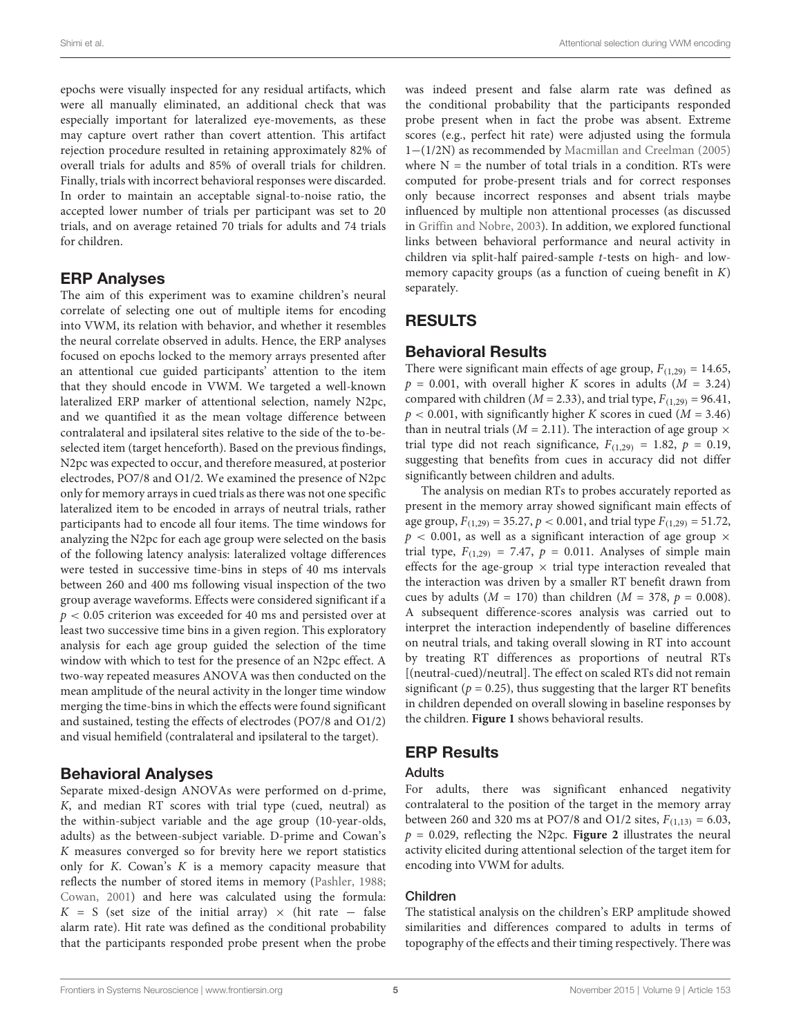epochs were visually inspected for any residual artifacts, which were all manually eliminated, an additional check that was especially important for lateralized eye-movements, as these may capture overt rather than covert attention. This artifact rejection procedure resulted in retaining approximately 82% of overall trials for adults and 85% of overall trials for children. Finally, trials with incorrect behavioral responses were discarded. In order to maintain an acceptable signal-to-noise ratio, the accepted lower number of trials per participant was set to 20 trials, and on average retained 70 trials for adults and 74 trials for children.

## ERP Analyses

The aim of this experiment was to examine children's neural correlate of selecting one out of multiple items for encoding into VWM, its relation with behavior, and whether it resembles the neural correlate observed in adults. Hence, the ERP analyses focused on epochs locked to the memory arrays presented after an attentional cue guided participants' attention to the item that they should encode in VWM. We targeted a well-known lateralized ERP marker of attentional selection, namely N2pc, and we quantified it as the mean voltage difference between contralateral and ipsilateral sites relative to the side of the to-be-selected item (target henceforth). Based on the previous findings, N2pc was expected to occur, and therefore measured, at posterior electrodes, PO7/8 and O1/2. We examined the presence of N2pc only for memory arrays in cued trials as there was not one specific lateralized item to be encoded in arrays of neutral trials, rather participants had to encode all four items. The time windows for analyzing the N2pc for each age group were selected on the basis of the following latency analysis: lateralized voltage differences were tested in successive time-bins in steps of 40 ms intervals between 260 and 400 ms following visual inspection of the two group average waveforms. Effects were considered significant if a $p < 0.05$ criterion was exceeded for 40 ms and persisted over at least two successive time bins in a given region. This exploratory analysis for each age group guided the selection of the time window with which to test for the presence of an N2pc effect. A two-way repeated measures ANOVA was then conducted on the mean amplitude of the neural activity in the longer time window merging the time-bins in which the effects were found significant and sustained, testing the effects of electrodes (PO7/8 and O1/2) and visual hemifield (contralateral and ipsilateral to the target).

## Behavioral Analyses

Separate mixed-design ANOVAs were performed on d-prime, *K*, and median RT scores with trial type (cued, neutral) as the within-subject variable and the age group (10-year-olds, adults) as the between-subject variable. D-prime and Cowan's *K* measures converged so for brevity here we report statistics only for *K*. Cowan's *K* is a memory capacity measure that reflects the number of stored items in memory (Pashler, 1988; Cowan, 2001) and here was calculated using the formula: $K$ = S (set size of the initial array) × (hit rate − false alarm rate). Hit rate was defined as the conditional probability that the participants responded probe present when the probe was indeed present and false alarm rate was defined as the conditional probability that the participants responded probe present when in fact the probe was absent. Extreme scores (e.g., perfect hit rate) were adjusted using the formula $1-(1/2N)$ as recommended by Macmillan and Creelman (2005) where N = the number of total trials in a condition. RTs were computed for probe-present trials and for correct responses only because incorrect responses and absent trials maybe influenced by multiple non attentional processes (as discussed in Griffin and Nobre, 2003). In addition, we explored functional links between behavioral performance and neural activity in children via split-half paired-sample *t*-tests on high- and low-memory capacity groups (as a function of cueing benefit in *K*) separately.

# RESULTS

## Behavioral Results

There were significant main effects of age group, $F_{(1,29)} = 14.65$, $p = 0.001$, with overall higher *K* scores in adults ($M = 3.24$) compared with children ($M = 2.33$), and trial type, $F_{(1,29)} = 96.41$, $p < 0.001$, with significantly higher *K* scores in cued ($M = 3.46$) than in neutral trials ($M = 2.11$). The interaction of age group × trial type did not reach significance, $F_{(1,29)} = 1.82$, $p = 0.19$, suggesting that benefits from cues in accuracy did not differ significantly between children and adults.

The analysis on median RTs to probes accurately reported as present in the memory array showed significant main effects of age group, $F_{(1,29)} = 35.27$, $p < 0.001$, and trial type $F_{(1,29)} = 51.72$, $p < 0.001$, as well as a significant interaction of age group × trial type, $F_{(1,29)} = 7.47$, $p = 0.011$. Analyses of simple main effects for the age-group × trial type interaction revealed that the interaction was driven by a smaller RT benefit drawn from cues by adults ($M = 170$) than children ($M = 378$, $p = 0.008$). A subsequent difference-scores analysis was carried out to interpret the interaction independently of baseline differences on neutral trials, and taking overall slowing in RT into account by treating RT differences as proportions of neutral RTs [(neutral-cued)/neutral]. The effect on scaled RTs did not remain significant ($p = 0.25$), thus suggesting that the larger RT benefits in children depended on overall slowing in baseline responses by the children. **Figure 1** shows behavioral results.

## ERP Results

### Adults

For adults, there was significant enhanced negativity contralateral to the position of the target in the memory array between 260 and 320 ms at PO7/8 and O1/2 sites, $F_{(1,13)} = 6.03$, $p = 0.029$, reflecting the N2pc. **Figure 2** illustrates the neural activity elicited during attentional selection of the target item for encoding into VWM for adults.

### Children

The statistical analysis on the children's ERP amplitude showed similarities and differences compared to adults in terms of topography of the effects and their timing respectively. There was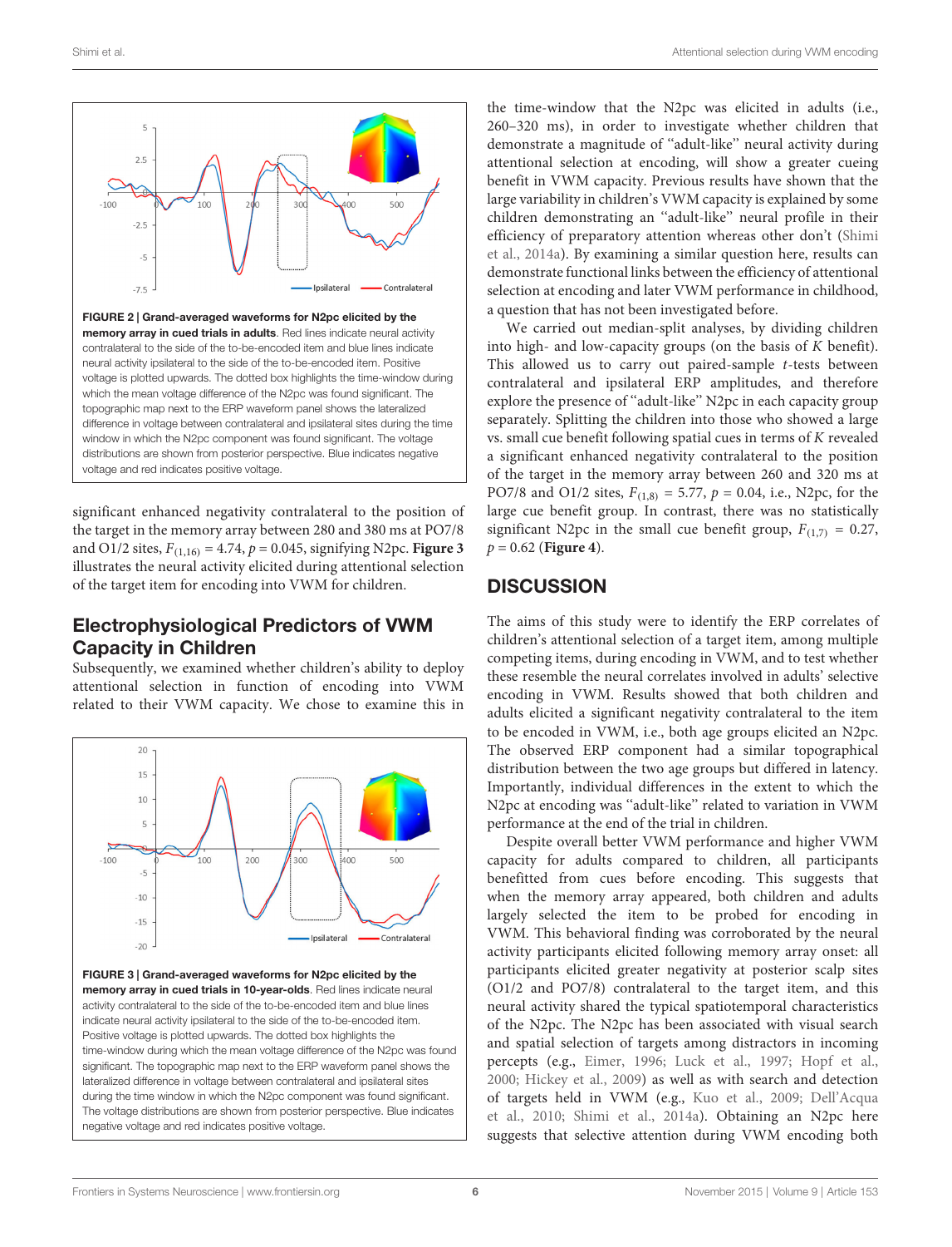FIGURE 2 | Grand-averaged waveforms for N2pc elicited by the memory array in cued trials in adults. Red lines indicate neural activity contralateral to the side of the to-be-encoded item and blue lines indicate neural activity ipsilateral to the side of the to-be-encoded item. Positive voltage is plotted upwards. The dotted box highlights the time-window during which the mean voltage difference of the N2pc was found significant. The topographic map next to the ERP waveform panel shows the lateralized difference in voltage between contralateral and ipsilateral sites during the time window in which the N2pc component was found significant. The voltage distributions are shown from posterior perspective. Blue indicates negative voltage and red indicates positive voltage.

significant enhanced negativity contralateral to the position of the target in the memory array between 280 and 380 ms at PO7/8 and O1/2 sites, $F_{(1,16)} = 4.74$, $p = 0.045$, signifying N2pc. **Figure 3** illustrates the neural activity elicited during attentional selection of the target item for encoding into VWM for children.

## Electrophysiological Predictors of VWM Capacity in Children

Subsequently, we examined whether children's ability to deploy attentional selection in function of encoding into VWM related to their VWM capacity. We chose to examine this in the time-window that the N2pc was elicited in adults (i.e., 260–320 ms), in order to investigate whether children that demonstrate a magnitude of "adult-like" neural activity during attentional selection at encoding, will show a greater cueing benefit in VWM capacity. Previous results have shown that the large variability in children's VWM capacity is explained by some children demonstrating an "adult-like" neural profile in their efficiency of preparatory attention whereas other don't (Shimi et al., 2014a). By examining a similar question here, results can demonstrate functional links between the efficiency of attentional selection at encoding and later VWM performance in childhood, a question that has not been investigated before.

We carried out median-split analyses, by dividing children into high- and low-capacity groups (on the basis of *K* benefit). This allowed us to carry out paired-sample *t*-tests between contralateral and ipsilateral ERP amplitudes, and therefore explore the presence of "adult-like" N2pc in each capacity group separately. Splitting the children into those who showed a large vs. small cue benefit following spatial cues in terms of *K* revealed a significant enhanced negativity contralateral to the position of the target in the memory array between 260 and 320 ms at PO7/8 and O1/2 sites, $F_{(1,8)} = 5.77$, $p = 0.04$, i.e., N2pc, for the large cue benefit group. In contrast, there was no statistically significant N2pc in the small cue benefit group, $F_{(1,7)} = 0.27$, $p = 0.62$ (**Figure 4**).

FIGURE 3 | Grand-averaged waveforms for N2pc elicited by the memory array in cued trials in 10-year-olds. Red lines indicate neural activity contralateral to the side of the to-be-encoded item and blue lines indicate neural activity ipsilateral to the side of the to-be-encoded item. Positive voltage is plotted upwards. The dotted box highlights the time-window during which the mean voltage difference of the N2pc was found significant. The topographic map next to the ERP waveform panel shows the lateralized difference in voltage between contralateral and ipsilateral sites during the time window in which the N2pc component was found significant. The voltage distributions are shown from posterior perspective. Blue indicates negative voltage and red indicates positive voltage.

## DISCUSSION

The aims of this study were to identify the ERP correlates of children's attentional selection of a target item, among multiple competing items, during encoding in VWM, and to test whether these resemble the neural correlates involved in adults' selective encoding in VWM. Results showed that both children and adults elicited a significant negativity contralateral to the item to be encoded in VWM, i.e., both age groups elicited an N2pc. The observed ERP component had a similar topographical distribution between the two age groups but differed in latency. Importantly, individual differences in the extent to which the N2pc at encoding was "adult-like" related to variation in VWM performance at the end of the trial in children.

Despite overall better VWM performance and higher VWM capacity for adults compared to children, all participants benefitted from cues before encoding. This suggests that when the memory array appeared, both children and adults largely selected the item to be probed for encoding in VWM. This behavioral finding was corroborated by the neural activity participants elicited following memory array onset: all participants elicited greater negativity at posterior scalp sites (O1/2 and PO7/8) contralateral to the target item, and this neural activity shared the typical spatiotemporal characteristics of the N2pc. The N2pc has been associated with visual search and spatial selection of targets among distractors in incoming percepts (e.g., Eimer, 1996; Luck et al., 1997; Hopf et al., 2000; Hickey et al., 2009) as well as with search and detection of targets held in VWM (e.g., Kuo et al., 2009; Dell'Acqua et al., 2010; Shimi et al., 2014a). Obtaining an N2pc here suggests that selective attention during VWM encoding both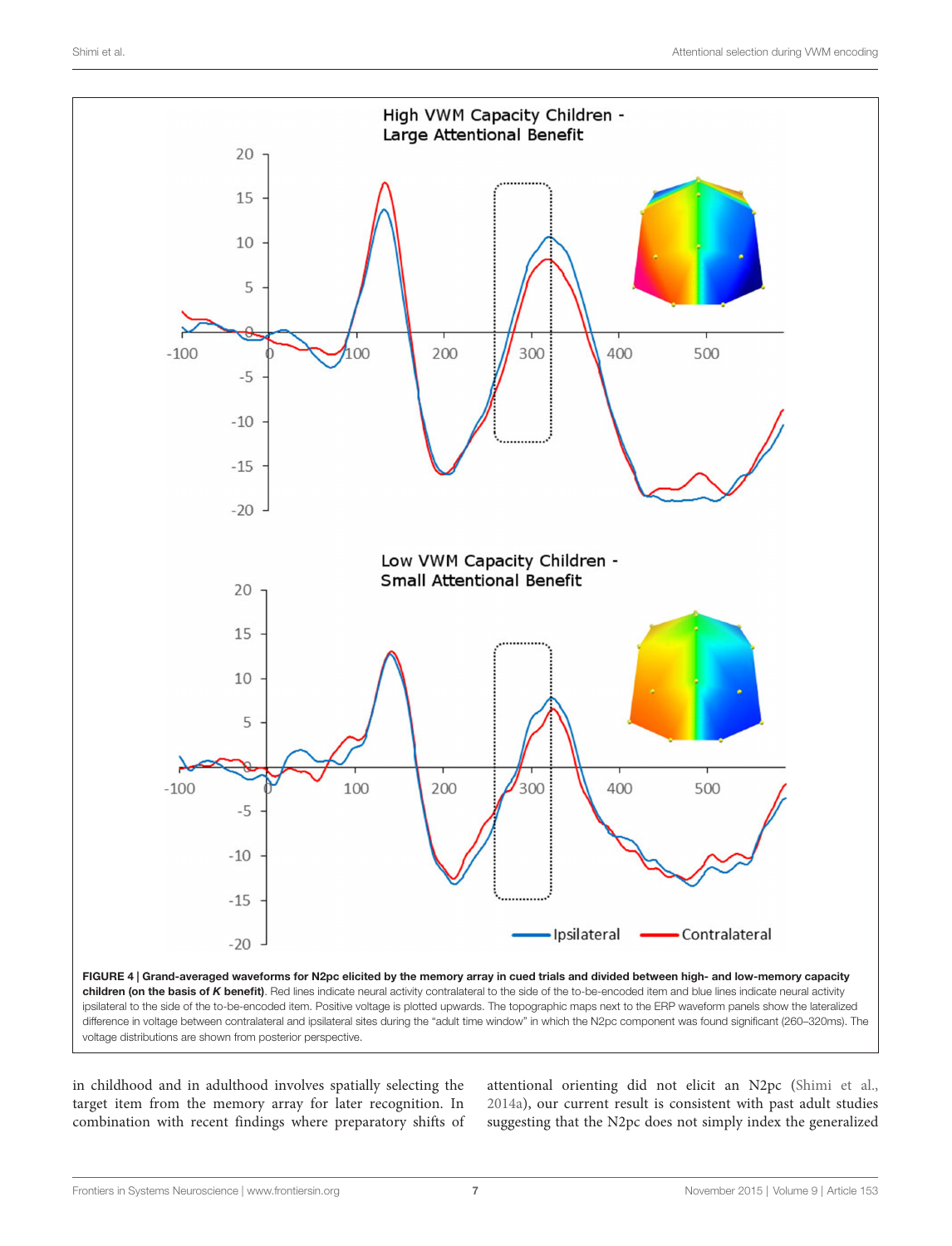**FIGURE 4 | Grand-averaged waveforms for N2pc elicited by the memory array in cued trials and divided between high- and low-memory capacity children (on the basis of *K* benefit)**. Red lines indicate neural activity contralateral to the side of the to-be-encoded item and blue lines indicate neural activity ipsilateral to the side of the to-be-encoded item. Positive voltage is plotted upwards. The topographic maps next to the ERP waveform panels show the lateralized difference in voltage between contralateral and ipsilateral sites during the "adult time window" in which the N2pc component was found significant (260–320ms). The voltage distributions are shown from posterior perspective.

in childhood and in adulthood involves spatially selecting the target item from the memory array for later recognition. In combination with recent findings where preparatory shifts of attentional orienting did not elicit an N2pc (Shimi et al., 2014a), our current result is consistent with past adult studies suggesting that the N2pc does not simply index the generalized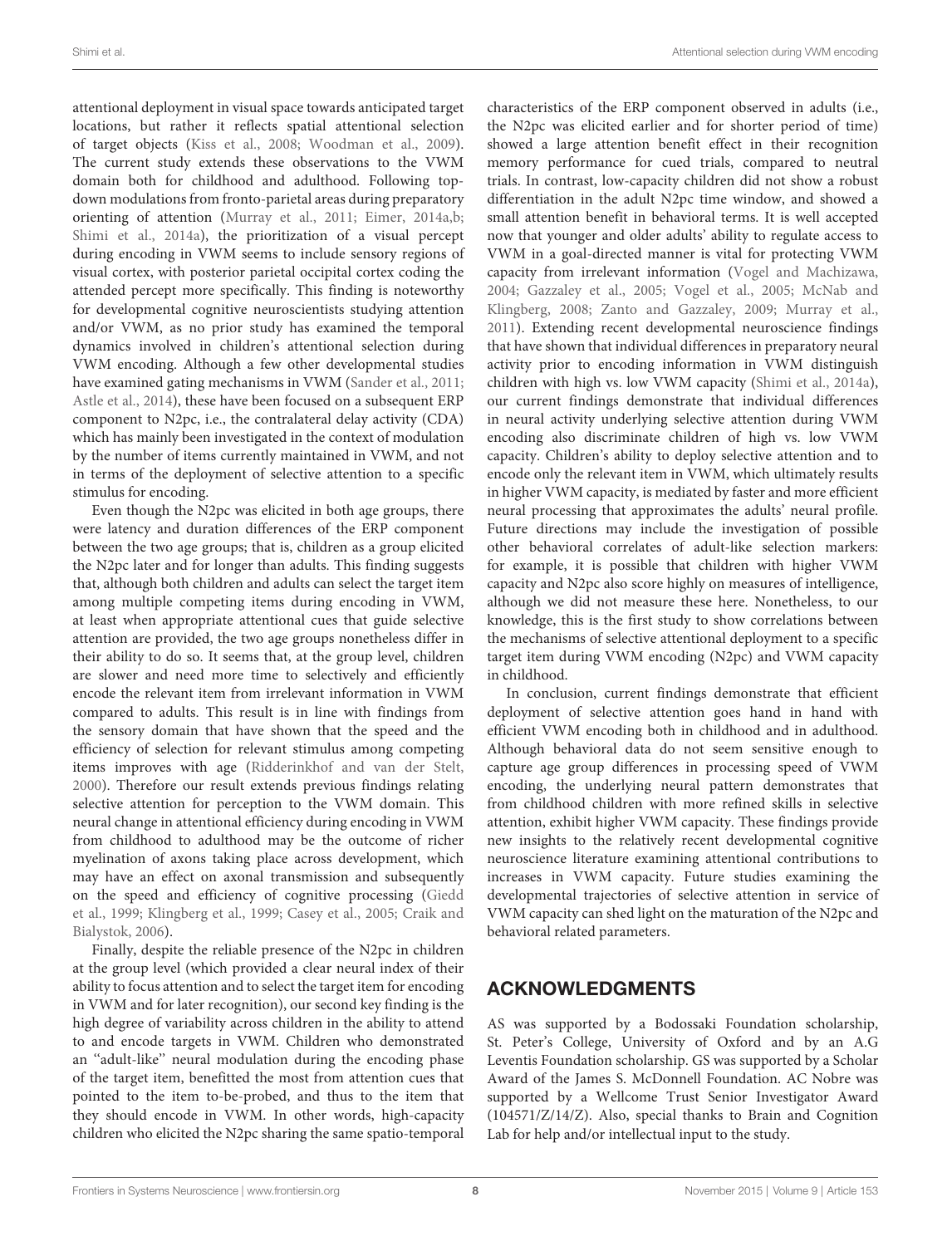attentional deployment in visual space towards anticipated target locations, but rather it reflects spatial attentional selection of target objects (Kiss et al., 2008; Woodman et al., 2009). The current study extends these observations to the VWM domain both for childhood and adulthood. Following top-down modulations from fronto-parietal areas during preparatory orienting of attention (Murray et al., 2011; Eimer, 2014a,b; Shimi et al., 2014a), the prioritization of a visual percept during encoding in VWM seems to include sensory regions of visual cortex, with posterior parietal occipital cortex coding the attended percept more specifically. This finding is noteworthy for developmental cognitive neuroscientists studying attention and/or VWM, as no prior study has examined the temporal dynamics involved in children's attentional selection during VWM encoding. Although a few other developmental studies have examined gating mechanisms in VWM (Sander et al., 2011; Astle et al., 2014), these have been focused on a subsequent ERP component to N2pc, i.e., the contralateral delay activity (CDA) which has mainly been investigated in the context of modulation by the number of items currently maintained in VWM, and not in terms of the deployment of selective attention to a specific stimulus for encoding.

Even though the N2pc was elicited in both age groups, there were latency and duration differences of the ERP component between the two age groups; that is, children as a group elicited the N2pc later and for longer than adults. This finding suggests that, although both children and adults can select the target item among multiple competing items during encoding in VWM, at least when appropriate attentional cues that guide selective attention are provided, the two age groups nonetheless differ in their ability to do so. It seems that, at the group level, children are slower and need more time to selectively and efficiently encode the relevant item from irrelevant information in VWM compared to adults. This result is in line with findings from the sensory domain that have shown that the speed and the efficiency of selection for relevant stimulus among competing items improves with age (Ridderinkhof and van der Stelt, 2000). Therefore our result extends previous findings relating selective attention for perception to the VWM domain. This neural change in attentional efficiency during encoding in VWM from childhood to adulthood may be the outcome of richer myelination of axons taking place across development, which may have an effect on axonal transmission and subsequently on the speed and efficiency of cognitive processing (Giedd et al., 1999; Klingberg et al., 1999; Casey et al., 2005; Craik and Bialystok, 2006).

Finally, despite the reliable presence of the N2pc in children at the group level (which provided a clear neural index of their ability to focus attention and to select the target item for encoding in VWM and for later recognition), our second key finding is the high degree of variability across children in the ability to attend to and encode targets in VWM. Children who demonstrated an "adult-like" neural modulation during the encoding phase of the target item, benefitted the most from attention cues that pointed to the item to-be-probed, and thus to the item that they should encode in VWM. In other words, high-capacity children who elicited the N2pc sharing the same spatio-temporal characteristics of the ERP component observed in adults (i.e., the N2pc was elicited earlier and for shorter period of time) showed a large attention benefit effect in their recognition memory performance for cued trials, compared to neutral trials. In contrast, low-capacity children did not show a robust differentiation in the adult N2pc time window, and showed a small attention benefit in behavioral terms. It is well accepted now that younger and older adults' ability to regulate access to VWM in a goal-directed manner is vital for protecting VWM capacity from irrelevant information (Vogel and Machizawa, 2004; Gazzaley et al., 2005; Vogel et al., 2005; McNab and Klingberg, 2008; Zanto and Gazzaley, 2009; Murray et al., 2011). Extending recent developmental neuroscience findings that have shown that individual differences in preparatory neural activity prior to encoding information in VWM distinguish children with high vs. low VWM capacity (Shimi et al., 2014a), our current findings demonstrate that individual differences in neural activity underlying selective attention during VWM encoding also discriminate children of high vs. low VWM capacity. Children's ability to deploy selective attention and to encode only the relevant item in VWM, which ultimately results in higher VWM capacity, is mediated by faster and more efficient neural processing that approximates the adults' neural profile. Future directions may include the investigation of possible other behavioral correlates of adult-like selection markers: for example, it is possible that children with higher VWM capacity and N2pc also score highly on measures of intelligence, although we did not measure these here. Nonetheless, to our knowledge, this is the first study to show correlations between the mechanisms of selective attentional deployment to a specific target item during VWM encoding (N2pc) and VWM capacity in childhood.

In conclusion, current findings demonstrate that efficient deployment of selective attention goes hand in hand with efficient VWM encoding both in childhood and in adulthood. Although behavioral data do not seem sensitive enough to capture age group differences in processing speed of VWM encoding, the underlying neural pattern demonstrates that from childhood children with more refined skills in selective attention, exhibit higher VWM capacity. These findings provide new insights to the relatively recent developmental cognitive neuroscience literature examining attentional contributions to increases in VWM capacity. Future studies examining the developmental trajectories of selective attention in service of VWM capacity can shed light on the maturation of the N2pc and behavioral related parameters.

## ACKNOWLEDGMENTS

AS was supported by a Bodossaki Foundation scholarship, St. Peter's College, University of Oxford and by an A.G Leventis Foundation scholarship. GS was supported by a Scholar Award of the James S. McDonnell Foundation. AC Nobre was supported by a Wellcome Trust Senior Investigator Award (104571/Z/14/Z). Also, special thanks to Brain and Cognition Lab for help and/or intellectual input to the study.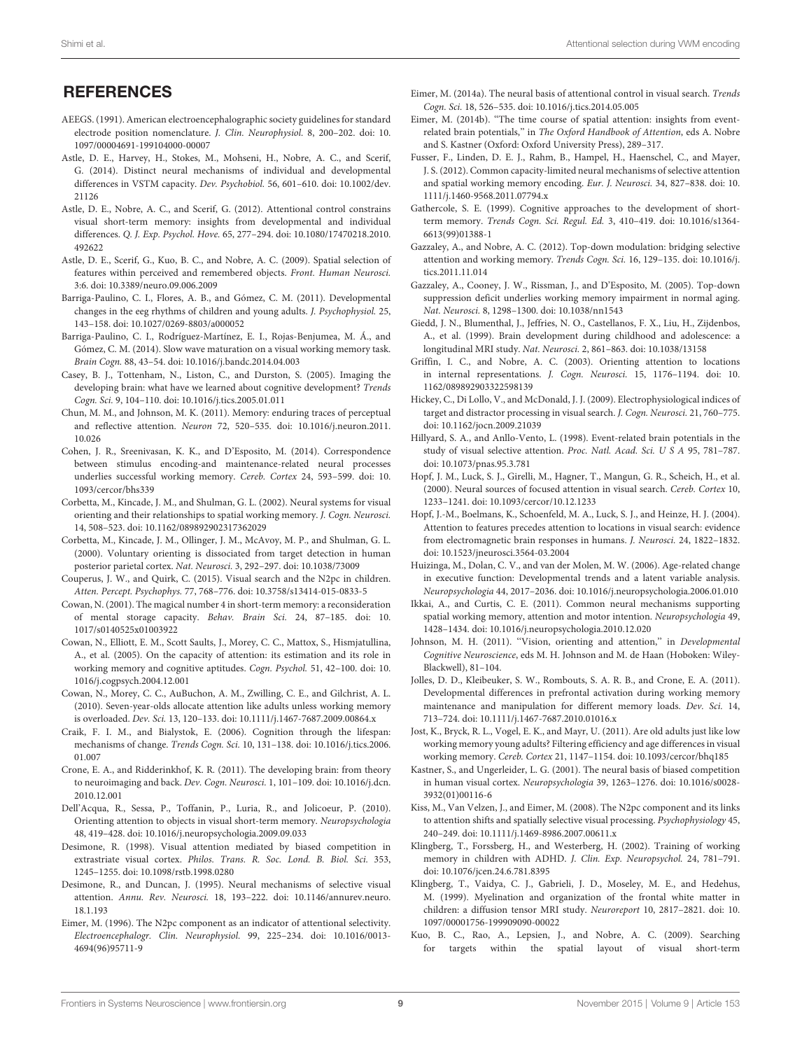## REFERENCES

AEEGS. (1991). American electroencephalographic society guidelines for standard electrode position nomenclature. *J. Clin. Neurophysiol.* 8, 200–202. doi: 10.1097/00004691-199104000-00007

Astle, D. E., Harvey, H., Stokes, M., Mohseni, H., Nobre, A. C., and Scerif, G. (2014). Distinct neural mechanisms of individual and developmental differences in VSTM capacity. *Dev. Psychobiol.* 56, 601–610. doi: 10.1002/dev.21126

Astle, D. E., Nobre, A. C., and Scerif, G. (2012). Attentional control constrains visual short-term memory: insights from developmental and individual differences. *Q. J. Exp. Psychol. Hove.* 65, 277–294. doi: 10.1080/17470218.2010.492622

Astle, D. E., Scerif, G., Kuo, B. C., and Nobre, A. C. (2009). Spatial selection of features within perceived and remembered objects. *Front. Human Neurosci.* 3:6. doi: 10.3389/neuro.09.006.2009

Barriga-Paulino, C. I., Flores, A. B., and Gómez, C. M. (2011). Developmental changes in the eeg rhythms of children and young adults. *J. Psychophysiol.* 25, 143–158. doi: 10.1027/0269-8803/a000052

Barriga-Paulino, C. I., Rodríguez-Martínez, E. I., Rojas-Benjumea, M. Á., and Gómez, C. M. (2014). Slow wave maturation on a visual working memory task. *Brain Cogn.* 88, 43–54. doi: 10.1016/j.bandc.2014.04.003

Casey, B. J., Tottenham, N., Liston, C., and Durston, S. (2005). Imaging the developing brain: what have we learned about cognitive development? *Trends Cogn. Sci.* 9, 104–110. doi: 10.1016/j.tics.2005.01.011

Chun, M. M., and Johnson, M. K. (2011). Memory: enduring traces of perceptual and reflective attention. *Neuron* 72, 520–535. doi: 10.1016/j.neuron.2011.10.026

Cohen, J. R., Sreenivasan, K. K., and D'Esposito, M. (2014). Correspondence between stimulus encoding-and maintenance-related neural processes underlies successful working memory. *Cereb. Cortex* 24, 593–599. doi: 10.1093/cercor/bhs339

Corbetta, M., Kincade, J. M., and Shulman, G. L. (2002). Neural systems for visual orienting and their relationships to spatial working memory. *J. Cogn. Neurosci.* 14, 508–523. doi: 10.1162/089892902317362029

Corbetta, M., Kincade, J. M., Ollinger, J. M., McAvoy, M. P., and Shulman, G. L. (2000). Voluntary orienting is dissociated from target detection in human posterior parietal cortex. *Nat. Neurosci.* 3, 292–297. doi: 10.1038/73009

Couperus, J. W., and Quirk, C. (2015). Visual search and the N2pc in children. *Atten. Percept. Psychophys.* 77, 768–776. doi: 10.3758/s13414-015-0833-5

Cowan, N. (2001). The magical number 4 in short-term memory: a reconsideration of mental storage capacity. *Behav. Brain Sci.* 24, 87–185. doi: 10.1017/s0140525x01003922

Cowan, N., Elliott, E. M., Scott Saults, J., Morey, C. C., Mattox, S., Hismjatullina, A., et al. (2005). On the capacity of attention: its estimation and its role in working memory and cognitive aptitudes. *Cogn. Psychol.* 51, 42–100. doi: 10.1016/j.cogpsych.2004.12.001

Cowan, N., Morey, C. C., AuBuchon, A. M., Zwilling, C. E., and Gilchrist, A. L. (2010). Seven-year-olds allocate attention like adults unless working memory is overloaded. *Dev. Sci.* 13, 120–133. doi: 10.1111/j.1467-7687.2009.00864.x

Craik, F. I. M., and Bialystok, E. (2006). Cognition through the lifespan: mechanisms of change. *Trends Cogn. Sci.* 10, 131–138. doi: 10.1016/j.tics.2006.01.007

Crone, E. A., and Ridderinkhof, K. R. (2011). The developing brain: from theory to neuroimaging and back. *Dev. Cogn. Neurosci.* 1, 101–109. doi: 10.1016/j.dcn.2010.12.001

Dell'Acqua, R., Sessa, P., Toffanin, P., Luria, R., and Jolicoeur, P. (2010). Orienting attention to objects in visual short-term memory. *Neuropsychologia* 48, 419–428. doi: 10.1016/j.neuropsychologia.2009.09.033

Desimone, R. (1998). Visual attention mediated by biased competition in extrastriate visual cortex. *Philos. Trans. R. Soc. Lond. B. Biol. Sci.* 353, 1245–1255. doi: 10.1098/rstb.1998.0280

Desimone, R., and Duncan, J. (1995). Neural mechanisms of selective visual attention. *Annu. Rev. Neurosci.* 18, 193–222. doi: 10.1146/annurev.neuro.18.1.193

Eimer, M. (1996). The N2pc component as an indicator of attentional selectivity. *Electroencephalogr. Clin. Neurophysiol.* 99, 225–234. doi: 10.1016/0013-4694(96)95711-9

Eimer, M. (2014a). The neural basis of attentional control in visual search. *Trends Cogn. Sci.* 18, 526–535. doi: 10.1016/j.tics.2014.05.005

Eimer, M. (2014b). "The time course of spatial attention: insights from event-related brain potentials," in *The Oxford Handbook of Attention*, eds A. Nobre and S. Kastner (Oxford: Oxford University Press), 289–317.

Fusser, F., Linden, D. E. J., Rahm, B., Hampel, H., Haenschel, C., and Mayer, J. S. (2012). Common capacity-limited neural mechanisms of selective attention and spatial working memory encoding. *Eur. J. Neurosci.* 34, 827–838. doi: 10.1111/j.1460-9568.2011.07794.x

Gathercole, S. E. (1999). Cognitive approaches to the development of short-term memory. *Trends Cogn. Sci. Regul. Ed.* 3, 410–419. doi: 10.1016/s1364-6613(99)01388-1

Gazzaley, A., and Nobre, A. C. (2012). Top-down modulation: bridging selective attention and working memory. *Trends Cogn. Sci.* 16, 129–135. doi: 10.1016/j.tics.2011.11.014

Gazzaley, A., Cooney, J. W., Rissman, J., and D'Esposito, M. (2005). Top-down suppression deficit underlies working memory impairment in normal aging. *Nat. Neurosci.* 8, 1298–1300. doi: 10.1038/nn1543

Giedd, J. N., Blumenthal, J., Jeffries, N. O., Castellanos, F. X., Liu, H., Zijdenbos, A., et al. (1999). Brain development during childhood and adolescence: a longitudinal MRI study. *Nat. Neurosci.* 2, 861–863. doi: 10.1038/13158

Griffin, I. C., and Nobre, A. C. (2003). Orienting attention to locations in internal representations. *J. Cogn. Neurosci.* 15, 1176–1194. doi: 10.1162/089892903322598139

Hickey, C., Di Lollo, V., and McDonald, J. J. (2009). Electrophysiological indices of target and distractor processing in visual search. *J. Cogn. Neurosci.* 21, 760–775. doi: 10.1162/jocn.2009.21039

Hillyard, S. A., and Anllo-Vento, L. (1998). Event-related brain potentials in the study of visual selective attention. *Proc. Natl. Acad. Sci. U S A* 95, 781–787. doi: 10.1073/pnas.95.3.781

Hopf, J. M., Luck, S. J., Girelli, M., Hagner, T., Mangun, G. R., Scheich, H., et al. (2000). Neural sources of focused attention in visual search. *Cereb. Cortex* 10, 1233–1241. doi: 10.1093/cercor/10.12.1233

Hopf, J.-M., Boelmans, K., Schoenfeld, M. A., Luck, S. J., and Heinze, H. J. (2004). Attention to features precedes attention to locations in visual search: evidence from electromagnetic brain responses in humans. *J. Neurosci.* 24, 1822–1832. doi: 10.1523/jneurosci.3564-03.2004

Huizinga, M., Dolan, C. V., and van der Molen, M. W. (2006). Age-related change in executive function: Developmental trends and a latent variable analysis. *Neuropsychologia* 44, 2017–2036. doi: 10.1016/j.neuropsychologia.2006.01.010

Ikkai, A., and Curtis, C. E. (2011). Common neural mechanisms supporting spatial working memory, attention and motor intention. *Neuropsychologia* 49, 1428–1434. doi: 10.1016/j.neuropsychologia.2010.12.020

Johnson, M. H. (2011). "Vision, orienting and attention," in *Developmental Cognitive Neuroscience*, eds M. H. Johnson and M. de Haan (Hoboken: Wiley-Blackwell), 81–104.

Jolles, D. D., Kleibeuker, S. W., Rombouts, S. A. R. B., and Crone, E. A. (2011). Developmental differences in prefrontal activation during working memory maintenance and manipulation for different memory loads. *Dev. Sci.* 14, 713–724. doi: 10.1111/j.1467-7687.2010.01016.x

Jost, K., Bryck, R. L., Vogel, E. K., and Mayr, U. (2011). Are old adults just like low working memory young adults? Filtering efficiency and age differences in visual working memory. *Cereb. Cortex* 21, 1147–1154. doi: 10.1093/cercor/bhq185

Kastner, S., and Ungerleider, L. G. (2001). The neural basis of biased competition in human visual cortex. *Neuropsychologia* 39, 1263–1276. doi: 10.1016/s0028-3932(01)00116-6

Kiss, M., Van Velzen, J., and Eimer, M. (2008). The N2pc component and its links to attention shifts and spatially selective visual processing. *Psychophysiology* 45, 240–249. doi: 10.1111/j.1469-8986.2007.00611.x

Klingberg, T., Forssberg, H., and Westerberg, H. (2002). Training of working memory in children with ADHD. *J. Clin. Exp. Neuropsychol.* 24, 781–791. doi: 10.1076/jcen.24.6.781.8395

Klingberg, T., Vaidya, C. J., Gabrieli, J. D., Moseley, M. E., and Hedehus, M. (1999). Myelination and organization of the frontal white matter in children: a diffusion tensor MRI study. *Neuroreport* 10, 2817–2821. doi: 10.1097/00001756-199909090-00022

Kuo, B. C., Rao, A., Lepsien, J., and Nobre, A. C. (2009). Searching for targets within the spatial layout of visual short-term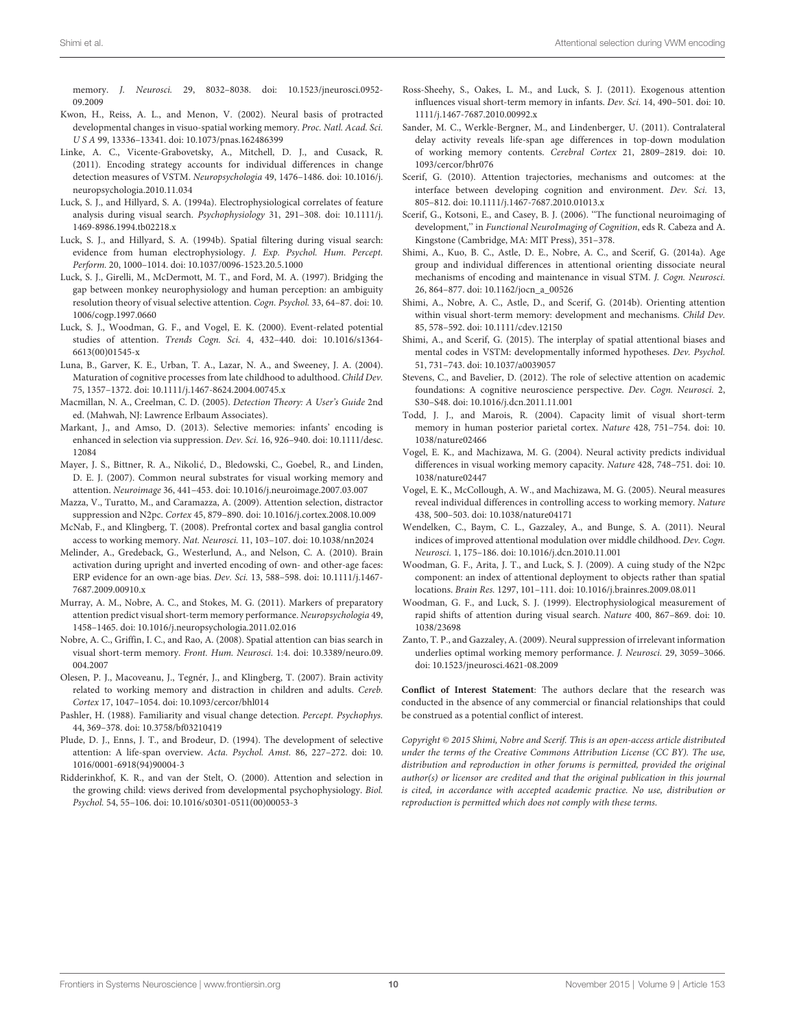memory. *J. Neurosci.* 29, 8032–8038. doi: 10.1523/jneurosci.0952-09.2009

Kwon, H., Reiss, A. L., and Menon, V. (2002). Neural basis of protracted developmental changes in visuo-spatial working memory. *Proc. Natl. Acad. Sci. U S A* 99, 13336–13341. doi: 10.1073/pnas.162486399

Linke, A. C., Vicente-Grabovetsky, A., Mitchell, D. J., and Cusack, R. (2011). Encoding strategy accounts for individual differences in change detection measures of VSTM. *Neuropsychologia* 49, 1476–1486. doi: 10.1016/j.neuropsychologia.2010.11.034

Luck, S. J., and Hillyard, S. A. (1994a). Electrophysiological correlates of feature analysis during visual search. *Psychophysiology* 31, 291–308. doi: 10.1111/j.1469-8986.1994.tb02218.x

Luck, S. J., and Hillyard, S. A. (1994b). Spatial filtering during visual search: evidence from human electrophysiology. *J. Exp. Psychol. Hum. Percept. Perform.* 20, 1000–1014. doi: 10.1037/0096-1523.20.5.1000

Luck, S. J., Girelli, M., McDermott, M. T., and Ford, M. A. (1997). Bridging the gap between monkey neurophysiology and human perception: an ambiguity resolution theory of visual selective attention. *Cogn. Psychol.* 33, 64–87. doi: 10.1006/cogp.1997.0660

Luck, S. J., Woodman, G. F., and Vogel, E. K. (2000). Event-related potential studies of attention. *Trends Cogn. Sci.* 4, 432–440. doi: 10.1016/s1364-6613(00)01545-x

Luna, B., Garver, K. E., Urban, T. A., Lazar, N. A., and Sweeney, J. A. (2004). Maturation of cognitive processes from late childhood to adulthood. *Child Dev.* 75, 1357–1372. doi: 10.1111/j.1467-8624.2004.00745.x

Macmillan, N. A., Creelman, C. D. (2005). *Detection Theory: A User's Guide* 2nd ed. (Mahwah, NJ: Lawrence Erlbaum Associates).

Markant, J., and Amso, D. (2013). Selective memories: infants' encoding is enhanced in selection via suppression. *Dev. Sci.* 16, 926–940. doi: 10.1111/desc.12084

Mayer, J. S., Bittner, R. A., Nikolić, D., Bledowski, C., Goebel, R., and Linden, D. E. J. (2007). Common neural substrates for visual working memory and attention. *Neuroimage* 36, 441–453. doi: 10.1016/j.neuroimage.2007.03.007

Mazza, V., Turatto, M., and Caramazza, A. (2009). Attention selection, distractor suppression and N2pc. *Cortex* 45, 879–890. doi: 10.1016/j.cortex.2008.10.009

McNab, F., and Klingberg, T. (2008). Prefrontal cortex and basal ganglia control access to working memory. *Nat. Neurosci.* 11, 103–107. doi: 10.1038/nn2024

Melinder, A., Gredeback, G., Westerlund, A., and Nelson, C. A. (2010). Brain activation during upright and inverted encoding of own- and other-age faces: ERP evidence for an own-age bias. *Dev. Sci.* 13, 588–598. doi: 10.1111/j.1467-7687.2009.00910.x

Murray, A. M., Nobre, A. C., and Stokes, M. G. (2011). Markers of preparatory attention predict visual short-term memory performance. *Neuropsychologia* 49, 1458–1465. doi: 10.1016/j.neuropsychologia.2011.02.016

Nobre, A. C., Griffin, I. C., and Rao, A. (2008). Spatial attention can bias search in visual short-term memory. *Front. Hum. Neurosci.* 1:4. doi: 10.3389/neuro.09.004.2007

Olesen, P. J., Macoveanu, J., Tegnér, J., and Klingberg, T. (2007). Brain activity related to working memory and distraction in children and adults. *Cereb. Cortex* 17, 1047–1054. doi: 10.1093/cercor/bhl014

Pashler, H. (1988). Familiarity and visual change detection. *Percept. Psychophys.* 44, 369–378. doi: 10.3758/bf03210419

Plude, D. J., Enns, J. T., and Brodeur, D. (1994). The development of selective attention: A life-span overview. *Acta. Psychol. Amst.* 86, 227–272. doi: 10.1016/0001-6918(94)90004-3

Ridderinkhof, K. R., and van der Stelt, O. (2000). Attention and selection in the growing child: views derived from developmental psychophysiology. *Biol. Psychol.* 54, 55–106. doi: 10.1016/s0301-0511(00)00053-3

Ross-Sheehy, S., Oakes, L. M., and Luck, S. J. (2011). Exogenous attention influences visual short-term memory in infants. *Dev. Sci.* 14, 490–501. doi: 10.1111/j.1467-7687.2010.00992.x

Sander, M. C., Werkle-Bergner, M., and Lindenberger, U. (2011). Contralateral delay activity reveals life-span age differences in top-down modulation of working memory contents. *Cerebral Cortex* 21, 2809–2819. doi: 10.1093/cercor/bhr076

Scerif, G. (2010). Attention trajectories, mechanisms and outcomes: at the interface between developing cognition and environment. *Dev. Sci.* 13, 805–812. doi: 10.1111/j.1467-7687.2010.01013.x

Scerif, G., Kotsoni, E., and Casey, B. J. (2006). "The functional neuroimaging of development," in *Functional NeuroImaging of Cognition*, eds R. Cabeza and A. Kingstone (Cambridge, MA: MIT Press), 351–378.

Shimi, A., Kuo, B. C., Astle, D. E., Nobre, A. C., and Scerif, G. (2014a). Age group and individual differences in attentional orienting dissociate neural mechanisms of encoding and maintenance in visual STM. *J. Cogn. Neurosci.* 26, 864–877. doi: 10.1162/jocn_a_00526

Shimi, A., Nobre, A. C., Astle, D., and Scerif, G. (2014b). Orienting attention within visual short-term memory: development and mechanisms. *Child Dev.* 85, 578–592. doi: 10.1111/cdev.12150

Shimi, A., and Scerif, G. (2015). The interplay of spatial attentional biases and mental codes in VSTM: developmentally informed hypotheses. *Dev. Psychol.* 51, 731–743. doi: 10.1037/a0039057

Stevens, C., and Bavelier, D. (2012). The role of selective attention on academic foundations: A cognitive neuroscience perspective. *Dev. Cogn. Neurosci.* 2, S30–S48. doi: 10.1016/j.dcn.2011.11.001

Todd, J. J., and Marois, R. (2004). Capacity limit of visual short-term memory in human posterior parietal cortex. *Nature* 428, 751–754. doi: 10.1038/nature02466

Vogel, E. K., and Machizawa, M. G. (2004). Neural activity predicts individual differences in visual working memory capacity. *Nature* 428, 748–751. doi: 10.1038/nature02447

Vogel, E. K., McCollough, A. W., and Machizawa, M. G. (2005). Neural measures reveal individual differences in controlling access to working memory. *Nature* 438, 500–503. doi: 10.1038/nature04171

Wendelken, C., Baym, C. L., Gazzaley, A., and Bunge, S. A. (2011). Neural indices of improved attentional modulation over middle childhood. *Dev. Cogn. Neurosci.* 1, 175–186. doi: 10.1016/j.dcn.2010.11.001

Woodman, G. F., Arita, J. T., and Luck, S. J. (2009). A cuing study of the N2pc component: an index of attentional deployment to objects rather than spatial locations. *Brain Res.* 1297, 101–111. doi: 10.1016/j.brainres.2009.08.011

Woodman, G. F., and Luck, S. J. (1999). Electrophysiological measurement of rapid shifts of attention during visual search. *Nature* 400, 867–869. doi: 10.1038/23698

Zanto, T. P., and Gazzaley, A. (2009). Neural suppression of irrelevant information underlies optimal working memory performance. *J. Neurosci.* 29, 3059–3066. doi: 10.1523/jneurosci.4621-08.2009

**Conflict of Interest Statement**: The authors declare that the research was conducted in the absence of any commercial or financial relationships that could be construed as a potential conflict of interest.

*Copyright © 2015 Shimi, Nobre and Scerif. This is an open-access article distributed under the terms of the Creative Commons Attribution License (CC BY). The use, distribution and reproduction in other forums is permitted, provided the original author(s) or licensor are credited and that the original publication in this journal is cited, in accordance with accepted academic practice. No use, distribution or reproduction is permitted which does not comply with these terms.*